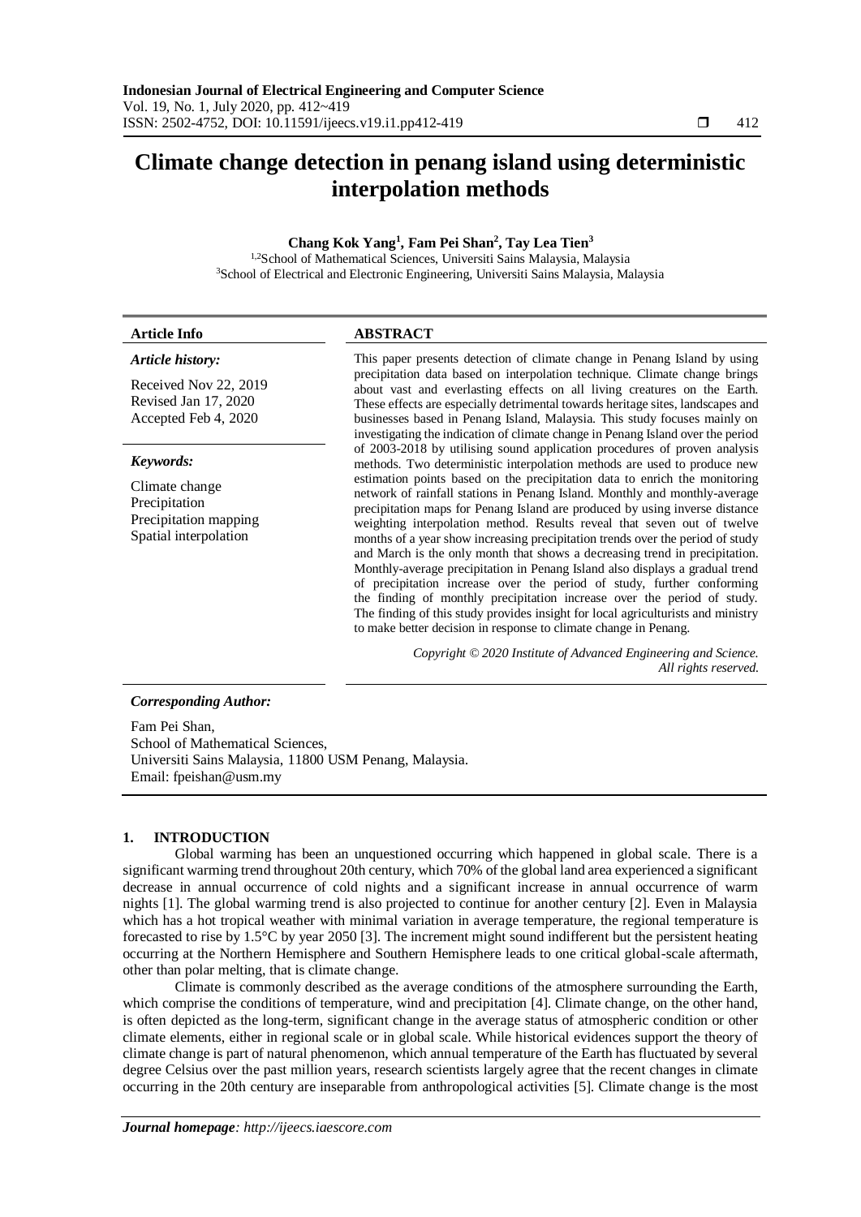# Climate change detection in penang island using deterministic interpolation methods

**Chang Kok Yang[1], Fam Pei Shan[2], Tay Lea Tien[3]**

[1,2]School of Mathematical Sciences, Universiti Sains Malaysia, Malaysia
[3]School of Electrical and Electronic Engineering, Universiti Sains Malaysia, Malaysia

**Article Info**

*Article history:*

Received Nov 22, 2019
Revised Jan 17, 2020
Accepted Feb 4, 2020

*Keywords:*

Climate change
Precipitation
Precipitation mapping
Spatial interpolation

**ABSTRACT**

This paper presents detection of climate change in Penang Island by using precipitation data based on interpolation technique. Climate change brings about vast and everlasting effects on all living creatures on the Earth. These effects are especially detrimental towards heritage sites, landscapes and businesses based in Penang Island, Malaysia. This study focuses mainly on investigating the indication of climate change in Penang Island over the period of 2003-2018 by utilising sound application procedures of proven analysis methods. Two deterministic interpolation methods are used to produce new estimation points based on the precipitation data to enrich the monitoring network of rainfall stations in Penang Island. Monthly and monthly-average precipitation maps for Penang Island are produced by using inverse distance weighting interpolation method. Results reveal that seven out of twelve months of a year show increasing precipitation trends over the period of study and March is the only month that shows a decreasing trend in precipitation. Monthly-average precipitation in Penang Island also displays a gradual trend of precipitation increase over the period of study, further conforming the finding of monthly precipitation increase over the period of study. The finding of this study provides insight for local agriculturists and ministry to make better decision in response to climate change in Penang.

*Copyright © 2020 Institute of Advanced Engineering and Science. All rights reserved.*

***Corresponding Author:***

Fam Pei Shan,
School of Mathematical Sciences,
Universiti Sains Malaysia, 11800 USM Penang, Malaysia.
Email: fpeishan@usm.my

## 1. INTRODUCTION

Global warming has been an unquestioned occurring which happened in global scale. There is a significant warming trend throughout 20th century, which 70% of the global land area experienced a significant decrease in annual occurrence of cold nights and a significant increase in annual occurrence of warm nights [1]. The global warming trend is also projected to continue for another century [2]. Even in Malaysia which has a hot tropical weather with minimal variation in average temperature, the regional temperature is forecasted to rise by 1.5°C by year 2050 [3]. The increment might sound indifferent but the persistent heating occurring at the Northern Hemisphere and Southern Hemisphere leads to one critical global-scale aftermath, other than polar melting, that is climate change.

Climate is commonly described as the average conditions of the atmosphere surrounding the Earth, which comprise the conditions of temperature, wind and precipitation [4]. Climate change, on the other hand, is often depicted as the long-term, significant change in the average status of atmospheric condition or other climate elements, either in regional scale or in global scale. While historical evidences support the theory of climate change is part of natural phenomenon, which annual temperature of the Earth has fluctuated by several degree Celsius over the past million years, research scientists largely agree that the recent changes in climate occurring in the 20th century are inseparable from anthropological activities [5]. Climate change is the most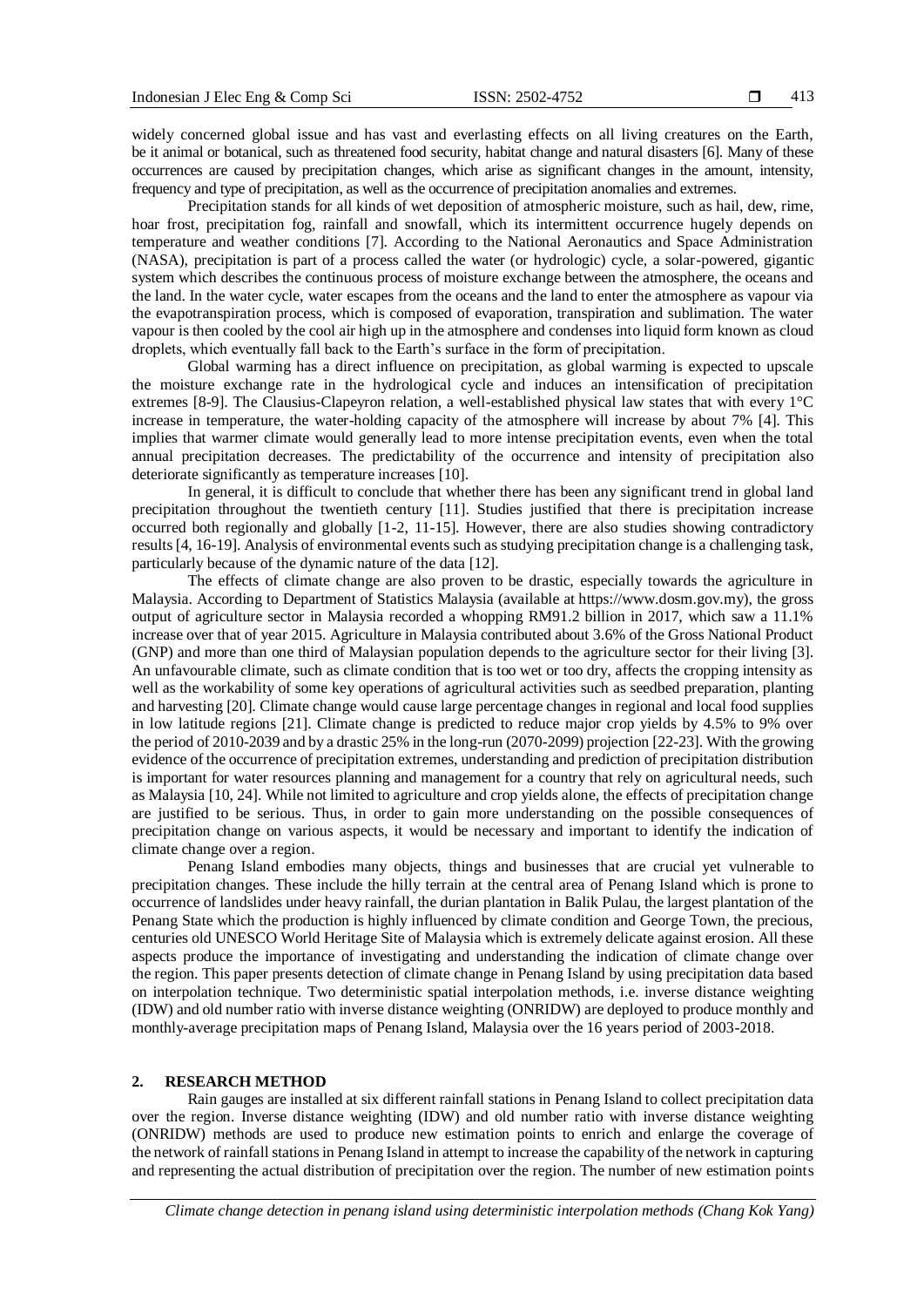widely concerned global issue and has vast and everlasting effects on all living creatures on the Earth, be it animal or botanical, such as threatened food security, habitat change and natural disasters [6]. Many of these occurrences are caused by precipitation changes, which arise as significant changes in the amount, intensity, frequency and type of precipitation, as well as the occurrence of precipitation anomalies and extremes.

Precipitation stands for all kinds of wet deposition of atmospheric moisture, such as hail, dew, rime, hoar frost, precipitation fog, rainfall and snowfall, which its intermittent occurrence hugely depends on temperature and weather conditions [7]. According to the National Aeronautics and Space Administration (NASA), precipitation is part of a process called the water (or hydrologic) cycle, a solar-powered, gigantic system which describes the continuous process of moisture exchange between the atmosphere, the oceans and the land. In the water cycle, water escapes from the oceans and the land to enter the atmosphere as vapour via the evapotranspiration process, which is composed of evaporation, transpiration and sublimation. The water vapour is then cooled by the cool air high up in the atmosphere and condenses into liquid form known as cloud droplets, which eventually fall back to the Earth's surface in the form of precipitation.

Global warming has a direct influence on precipitation, as global warming is expected to upscale the moisture exchange rate in the hydrological cycle and induces an intensification of precipitation extremes [8-9]. The Clausius-Clapeyron relation, a well-established physical law states that with every 1°C increase in temperature, the water-holding capacity of the atmosphere will increase by about 7% [4]. This implies that warmer climate would generally lead to more intense precipitation events, even when the total annual precipitation decreases. The predictability of the occurrence and intensity of precipitation also deteriorate significantly as temperature increases [10].

In general, it is difficult to conclude that whether there has been any significant trend in global land precipitation throughout the twentieth century [11]. Studies justified that there is precipitation increase occurred both regionally and globally [1-2, 11-15]. However, there are also studies showing contradictory results [4, 16-19]. Analysis of environmental events such as studying precipitation change is a challenging task, particularly because of the dynamic nature of the data [12].

The effects of climate change are also proven to be drastic, especially towards the agriculture in Malaysia. According to Department of Statistics Malaysia (available at https://www.dosm.gov.my), the gross output of agriculture sector in Malaysia recorded a whopping RM91.2 billion in 2017, which saw a 11.1% increase over that of year 2015. Agriculture in Malaysia contributed about 3.6% of the Gross National Product (GNP) and more than one third of Malaysian population depends to the agriculture sector for their living [3]. An unfavourable climate, such as climate condition that is too wet or too dry, affects the cropping intensity as well as the workability of some key operations of agricultural activities such as seedbed preparation, planting and harvesting [20]. Climate change would cause large percentage changes in regional and local food supplies in low latitude regions [21]. Climate change is predicted to reduce major crop yields by 4.5% to 9% over the period of 2010-2039 and by a drastic 25% in the long-run (2070-2099) projection [22-23]. With the growing evidence of the occurrence of precipitation extremes, understanding and prediction of precipitation distribution is important for water resources planning and management for a country that rely on agricultural needs, such as Malaysia [10, 24]. While not limited to agriculture and crop yields alone, the effects of precipitation change are justified to be serious. Thus, in order to gain more understanding on the possible consequences of precipitation change on various aspects, it would be necessary and important to identify the indication of climate change over a region.

Penang Island embodies many objects, things and businesses that are crucial yet vulnerable to precipitation changes. These include the hilly terrain at the central area of Penang Island which is prone to occurrence of landslides under heavy rainfall, the durian plantation in Balik Pulau, the largest plantation of the Penang State which the production is highly influenced by climate condition and George Town, the precious, centuries old UNESCO World Heritage Site of Malaysia which is extremely delicate against erosion. All these aspects produce the importance of investigating and understanding the indication of climate change over the region. This paper presents detection of climate change in Penang Island by using precipitation data based on interpolation technique. Two deterministic spatial interpolation methods, i.e. inverse distance weighting (IDW) and old number ratio with inverse distance weighting (ONRIDW) are deployed to produce monthly and monthly-average precipitation maps of Penang Island, Malaysia over the 16 years period of 2003-2018.

## 2. RESEARCH METHOD

Rain gauges are installed at six different rainfall stations in Penang Island to collect precipitation data over the region. Inverse distance weighting (IDW) and old number ratio with inverse distance weighting (ONRIDW) methods are used to produce new estimation points to enrich and enlarge the coverage of the network of rainfall stations in Penang Island in attempt to increase the capability of the network in capturing and representing the actual distribution of precipitation over the region. The number of new estimation points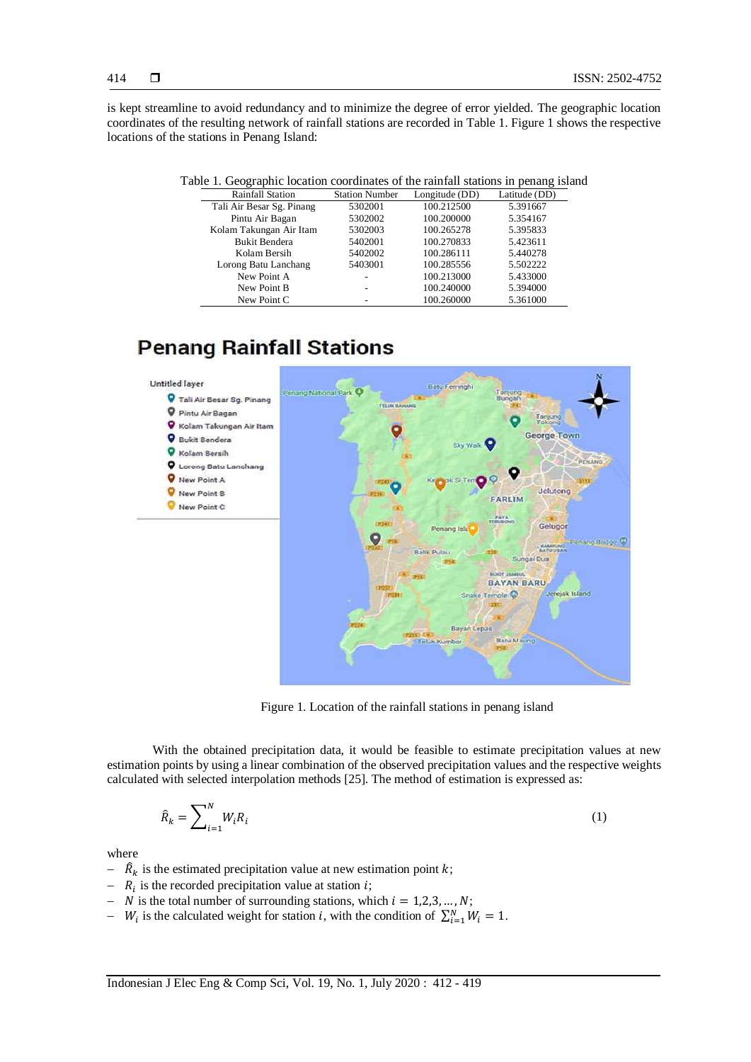is kept streamline to avoid redundancy and to minimize the degree of error yielded. The geographic location coordinates of the resulting network of rainfall stations are recorded in Table 1. Figure 1 shows the respective locations of the stations in Penang Island:

Table 1. Geographic location coordinates of the rainfall stations in penang island

| Rainfall Station | Station Number | Longitude (DD) | Latitude (DD) |
|---|---|---|---|
| Tali Air Besar Sg. Pinang | 5302001 | 100.212500 | 5.391667 |
| Pintu Air Bagan | 5302002 | 100.200000 | 5.354167 |
| Kolam Takungan Air Itam | 5302003 | 100.265278 | 5.395833 |
| Bukit Bendera | 5402001 | 100.270833 | 5.423611 |
| Kolam Bersih | 5402002 | 100.286111 | 5.440278 |
| Lorong Batu Lanchang | 5403001 | 100.285556 | 5.502222 |
| New Point A | - | 100.213000 | 5.433000 |
| New Point B | - | 100.240000 | 5.394000 |
| New Point C | - | 100.260000 | 5.361000 |

Figure 1. Location of the rainfall stations in penang island

With the obtained precipitation data, it would be feasible to estimate precipitation values at new estimation points by using a linear combination of the observed precipitation values and the respective weights calculated with selected interpolation methods [25]. The method of estimation is expressed as:

$$\hat{R}_k = \sum_{i=1}^{N} W_i R_i \tag{1}$$

where

- $\hat{R}_k$ is the estimated precipitation value at new estimation point $k$;
- $R_i$ is the recorded precipitation value at station $i$;
- $N$ is the total number of surrounding stations, which $i = 1,2,3,\ldots,N$;
- $W_i$ is the calculated weight for station $i$, with the condition of $\sum_{i=1}^{N} W_i = 1$.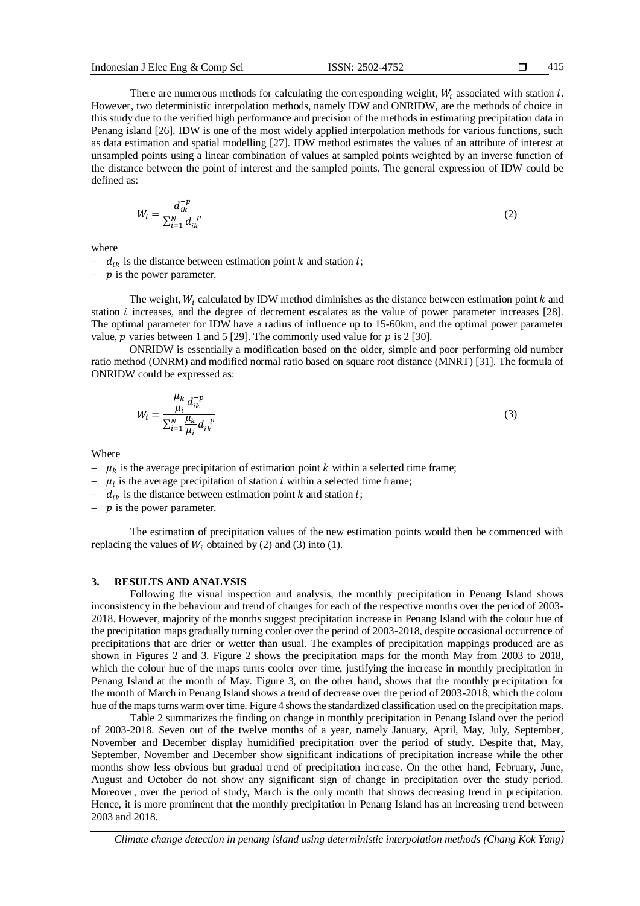There are numerous methods for calculating the corresponding weight, $W_i$ associated with station $i$. However, two deterministic interpolation methods, namely IDW and ONRIDW, are the methods of choice in this study due to the verified high performance and precision of the methods in estimating precipitation data in Penang island [26]. IDW is one of the most widely applied interpolation methods for various functions, such as data estimation and spatial modelling [27]. IDW method estimates the values of an attribute of interest at unsampled points using a linear combination of values at sampled points weighted by an inverse function of the distance between the point of interest and the sampled points. The general expression of IDW could be defined as:

$$W_i = \frac{d_{ik}^{-p}}{\sum_{i=1}^{N} d_{ik}^{-p}} \tag{2}$$

where

- $d_{ik}$ is the distance between estimation point $k$ and station $i$;
- $p$ is the power parameter.

The weight, $W_i$ calculated by IDW method diminishes as the distance between estimation point $k$ and station $i$ increases, and the degree of decrement escalates as the value of power parameter increases [28]. The optimal parameter for IDW have a radius of influence up to 15-60km, and the optimal power parameter value, $p$ varies between 1 and 5 [29]. The commonly used value for $p$ is 2 [30].

ONRIDW is essentially a modification based on the older, simple and poor performing old number ratio method (ONRM) and modified normal ratio based on square root distance (MNRT) [31]. The formula of ONRIDW could be expressed as:

$$W_i = \frac{\frac{\mu_k}{\mu_i} d_{ik}^{-p}}{\sum_{i=1}^{N} \frac{\mu_k}{\mu_i} d_{ik}^{-p}} \tag{3}$$

Where

- $\mu_k$ is the average precipitation of estimation point $k$ within a selected time frame;
- $\mu_i$ is the average precipitation of station $i$ within a selected time frame;
- $d_{ik}$ is the distance between estimation point $k$ and station $i$;
- $p$ is the power parameter.

The estimation of precipitation values of the new estimation points would then be commenced with replacing the values of $W_i$ obtained by (2) and (3) into (1).

## 3. RESULTS AND ANALYSIS

Following the visual inspection and analysis, the monthly precipitation in Penang Island shows inconsistency in the behaviour and trend of changes for each of the respective months over the period of 2003-2018. However, majority of the months suggest precipitation increase in Penang Island with the colour hue of the precipitation maps gradually turning cooler over the period of 2003-2018, despite occasional occurrence of precipitations that are drier or wetter than usual. The examples of precipitation mappings produced are as shown in Figures 2 and 3. Figure 2 shows the precipitation maps for the month May from 2003 to 2018, which the colour hue of the maps turns cooler over time, justifying the increase in monthly precipitation in Penang Island at the month of May. Figure 3, on the other hand, shows that the monthly precipitation for the month of March in Penang Island shows a trend of decrease over the period of 2003-2018, which the colour hue of the maps turns warm over time. Figure 4 shows the standardized classification used on the precipitation maps.

Table 2 summarizes the finding on change in monthly precipitation in Penang Island over the period of 2003-2018. Seven out of the twelve months of a year, namely January, April, May, July, September, November and December display humidified precipitation over the period of study. Despite that, May, September, November and December show significant indications of precipitation increase while the other months show less obvious but gradual trend of precipitation increase. On the other hand, February, June, August and October do not show any significant sign of change in precipitation over the study period. Moreover, over the period of study, March is the only month that shows decreasing trend in precipitation. Hence, it is more prominent that the monthly precipitation in Penang Island has an increasing trend between 2003 and 2018.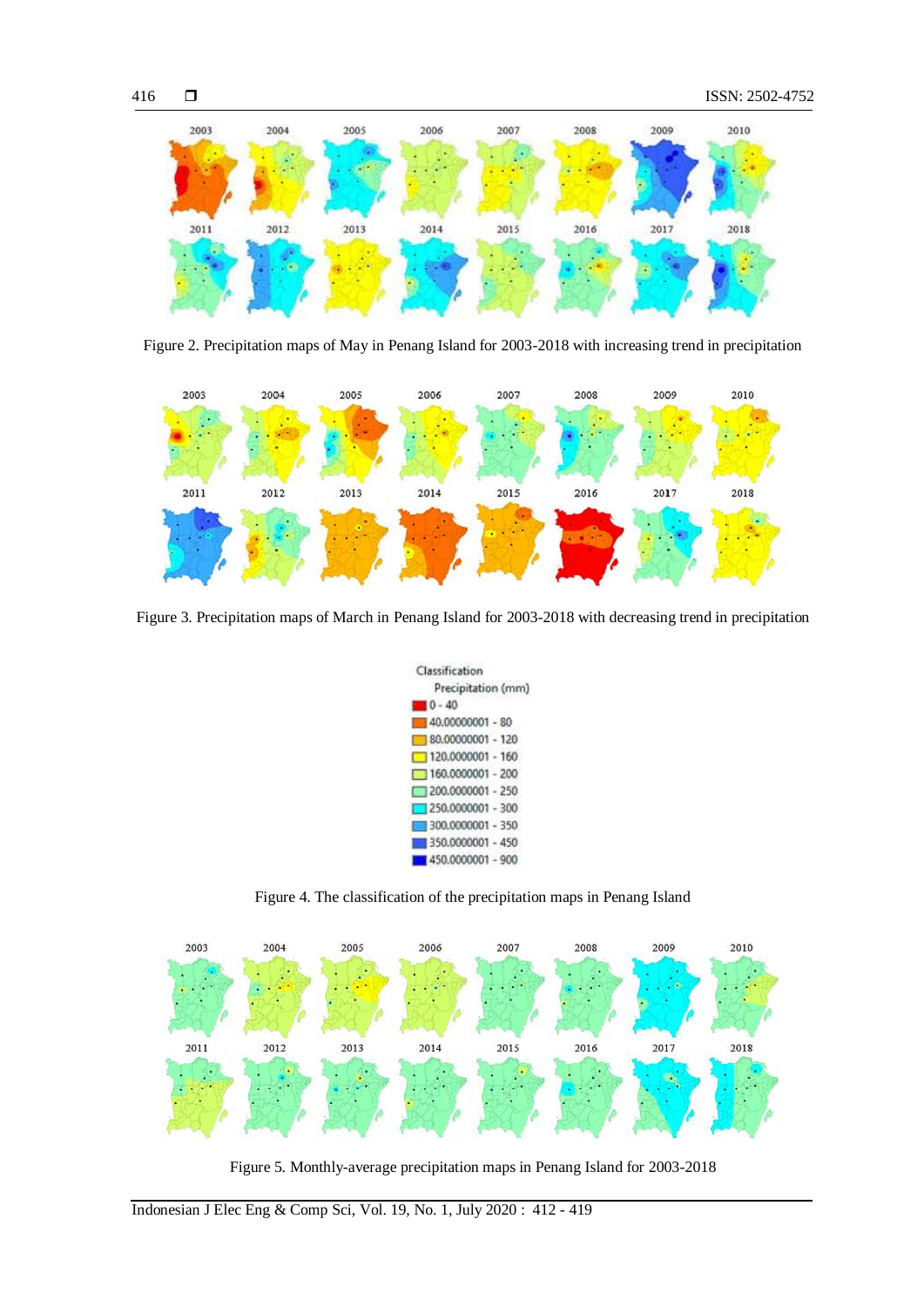Figure 2. Precipitation maps of May in Penang Island for 2003-2018 with increasing trend in precipitation

Figure 3. Precipitation maps of March in Penang Island for 2003-2018 with decreasing trend in precipitation

Figure 4. The classification of the precipitation maps in Penang Island

Figure 5. Monthly-average precipitation maps in Penang Island for 2003-2018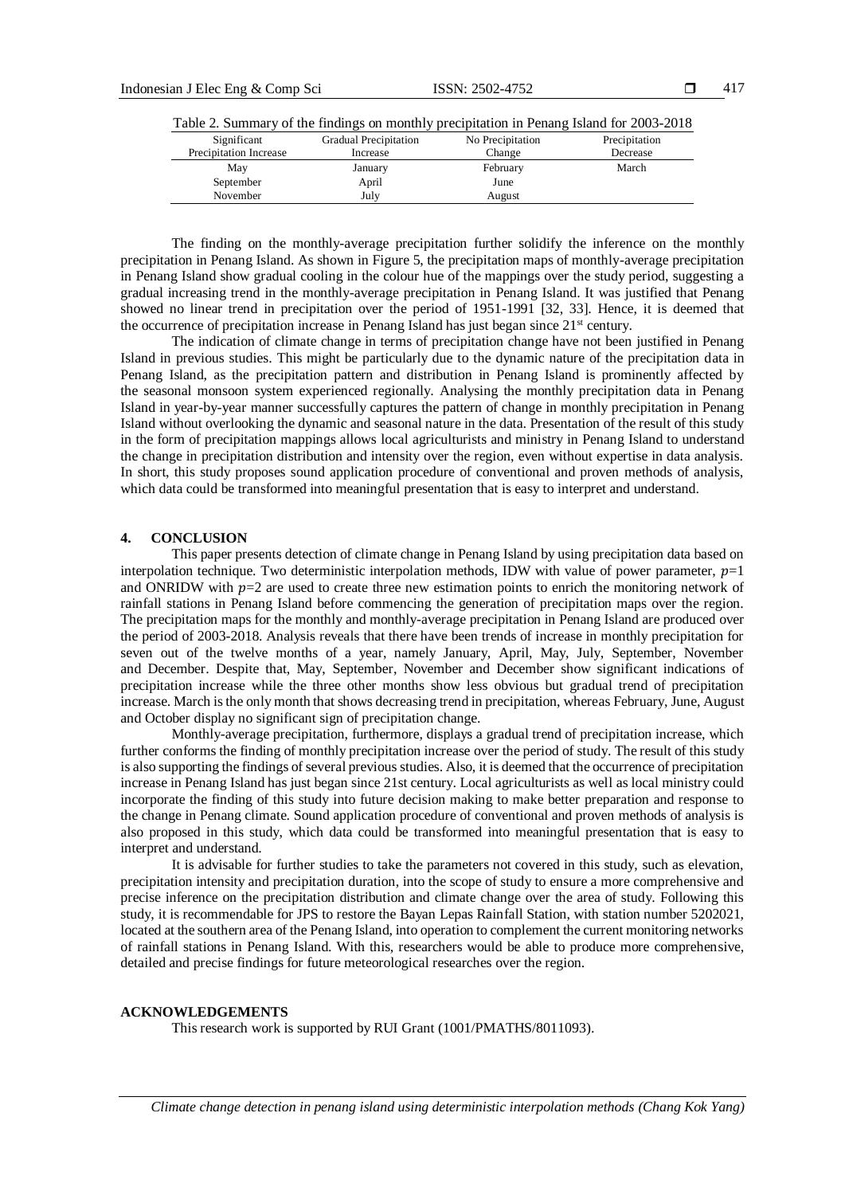Table 2. Summary of the findings on monthly precipitation in Penang Island for 2003-2018

| Significant Precipitation Increase | Gradual Precipitation Increase | No Precipitation Change | Precipitation Decrease |
|---|---|---|---|
| May | January | February | March |
| September | April | June | |
| November | July | August | |

The finding on the monthly-average precipitation further solidify the inference on the monthly precipitation in Penang Island. As shown in Figure 5, the precipitation maps of monthly-average precipitation in Penang Island show gradual cooling in the colour hue of the mappings over the study period, suggesting a gradual increasing trend in the monthly-average precipitation in Penang Island. It was justified that Penang showed no linear trend in precipitation over the period of 1951-1991 [32, 33]. Hence, it is deemed that the occurrence of precipitation increase in Penang Island has just began since 21st century.

The indication of climate change in terms of precipitation change have not been justified in Penang Island in previous studies. This might be particularly due to the dynamic nature of the precipitation data in Penang Island, as the precipitation pattern and distribution in Penang Island is prominently affected by the seasonal monsoon system experienced regionally. Analysing the monthly precipitation data in Penang Island in year-by-year manner successfully captures the pattern of change in monthly precipitation in Penang Island without overlooking the dynamic and seasonal nature in the data. Presentation of the result of this study in the form of precipitation mappings allows local agriculturists and ministry in Penang Island to understand the change in precipitation distribution and intensity over the region, even without expertise in data analysis. In short, this study proposes sound application procedure of conventional and proven methods of analysis, which data could be transformed into meaningful presentation that is easy to interpret and understand.

## 4. CONCLUSION

This paper presents detection of climate change in Penang Island by using precipitation data based on interpolation technique. Two deterministic interpolation methods, IDW with value of power parameter, $p=1$ and ONRIDW with $p=2$ are used to create three new estimation points to enrich the monitoring network of rainfall stations in Penang Island before commencing the generation of precipitation maps over the region. The precipitation maps for the monthly and monthly-average precipitation in Penang Island are produced over the period of 2003-2018. Analysis reveals that there have been trends of increase in monthly precipitation for seven out of the twelve months of a year, namely January, April, May, July, September, November and December. Despite that, May, September, November and December show significant indications of precipitation increase while the three other months show less obvious but gradual trend of precipitation increase. March is the only month that shows decreasing trend in precipitation, whereas February, June, August and October display no significant sign of precipitation change.

Monthly-average precipitation, furthermore, displays a gradual trend of precipitation increase, which further conforms the finding of monthly precipitation increase over the period of study. The result of this study is also supporting the findings of several previous studies. Also, it is deemed that the occurrence of precipitation increase in Penang Island has just began since 21st century. Local agriculturists as well as local ministry could incorporate the finding of this study into future decision making to make better preparation and response to the change in Penang climate. Sound application procedure of conventional and proven methods of analysis is also proposed in this study, which data could be transformed into meaningful presentation that is easy to interpret and understand.

It is advisable for further studies to take the parameters not covered in this study, such as elevation, precipitation intensity and precipitation duration, into the scope of study to ensure a more comprehensive and precise inference on the precipitation distribution and climate change over the area of study. Following this study, it is recommendable for JPS to restore the Bayan Lepas Rainfall Station, with station number 5202021, located at the southern area of the Penang Island, into operation to complement the current monitoring networks of rainfall stations in Penang Island. With this, researchers would be able to produce more comprehensive, detailed and precise findings for future meteorological researches over the region.

## ACKNOWLEDGEMENTS

This research work is supported by RUI Grant (1001/PMATHS/8011093).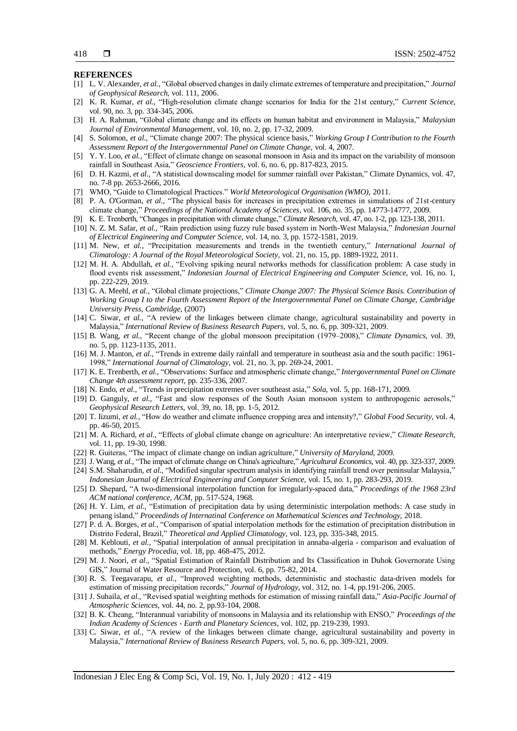## REFERENCES

[1] L. V. Alexander, *et al.,* "Global observed changes in daily climate extremes of temperature and precipitation," *Journal of Geophysical Research,* vol. 111, 2006.

[2] K. R. Kumar, *et al.,* "High-resolution climate change scenarios for India for the 21st century," *Current Science,* vol. 90, no. 3, pp. 334-345, 2006.

[3] H. A. Rahman, "Global climate change and its effects on human habitat and environment in Malaysia," *Malaysian Journal of Environmental Management,* vol. 10, no. 2, pp. 17-32, 2009.

[4] S. Solomon, *et al.,* "Climate change 2007: The physical science basis," *Working Group I Contribution to the Fourth Assessment Report of the Intergovernmental Panel on Climate Change,* vol. 4, 2007.

[5] Y. Y. Loo, *et al.,* "Effect of climate change on seasonal monsoon in Asia and its impact on the variability of monsoon rainfall in Southeast Asia," *Geoscience Frontiers,* vol. 6, no. 6, pp. 817-823, 2015.

[6] D. H. Kazmi, *et al.,* "A statistical downscaling model for summer rainfall over Pakistan," Climate Dynamics, vol. 47, no. 7-8 pp. 2653-2666, 2016.

[7] WMO, "Guide to Climatological Practices." *World Meteorological Organisation (WMO),* 2011.

[8] P. A. O'Gorman, *et al.,* "The physical basis for increases in precipitation extremes in simulations of 21st-century climate change," *Proceedings of the National Academy of Sciences,* vol. 106, no. 35, pp. 14773-14777, 2009.

[9] K. E. Trenberth, "Changes in precipitation with climate change," *Climate Research,* vol. 47, no. 1-2, pp. 123-138, 2011.

[10] N. Z. M. Safar, *et al.,* "Rain prediction using fuzzy rule based system in North-West Malaysia," *Indonesian Journal of Electrical Engineering and Computer Science,* vol. 14, no. 3, pp. 1572-1581, 2019.

[11] M. New, *et al.,* "Precipitation measurements and trends in the twentieth century," *International Journal of Climatology: A Journal of the Royal Meteorological Society,* vol. 21, no. 15, pp. 1889-1922, 2011.

[12] M. H. A. Abdullah, *et al.,* "Evolving spiking neural networks methods for classification problem: A case study in flood events risk assessment," *Indonesian Journal of Electrical Engineering and Computer Science,* vol. 16, no. 1, pp. 222-229, 2019.

[13] G. A. Meehl, *et al.,* "Global climate projections," *Climate Change 2007: The Physical Science Basis. Contribution of Working Group I to the Fourth Assessment Report of the Intergovernmental Panel on Climate Change, Cambridge University Press, Cambridge,* (2007)

[14] C. Siwar, *et al.,* "A review of the linkages between climate change, agricultural sustainability and poverty in Malaysia," *International Review of Business Research Papers,* vol. 5, no. 6, pp. 309-321, 2009.

[15] B. Wang, *et al.,* "Recent change of the global monsoon precipitation (1979–2008)," *Climate Dynamics,* vol. 39, no. 5, pp. 1123-1135, 2011.

[16] M. J. Manton, *et al.,* "Trends in extreme daily rainfall and temperature in southeast asia and the south pacific: 1961-1998," *International Journal of Climatology,* vol. 21, no. 3, pp. 269-24, 2001.

[17] K. E. Trenberth, *et al.,* "Observations: Surface and atmospheric climate change," *Intergovernmental Panel on Climate Change 4th assessment report,* pp. 235-336, 2007.

[18] N. Endo, *et al.,* "Trends in precipitation extremes over southeast asia," *Sola,* vol. 5, pp. 168-171, 2009.

[19] D. Ganguly, *et al.,* "Fast and slow responses of the South Asian monsoon system to anthropogenic aerosols," *Geophysical Research Letters,* vol. 39, no. 18, pp. 1-5, 2012.

[20] T. Iizumi, *et al.,* "How do weather and climate influence cropping area and intensity?," *Global Food Security,* vol. 4, pp. 46-50, 2015.

[21] M. A. Richard, *et al.,* "Effects of global climate change on agriculture: An interpretative review," *Climate Research,* vol. 11, pp. 19-30, 1998.

[22] R. Guiteras, "The impact of climate change on indian agriculture," *University of Maryland,* 2009.

[23] J. Wang, *et al.,* "The impact of climate change on China's agriculture," *Agricultural Economics,* vol. 40, pp. 323-337, 2009.

[24] S.M. Shaharudin, *et al.,* "Modified singular spectrum analysis in identifying rainfall trend over peninsular Malaysia," *Indonesian Journal of Electrical Engineering and Computer Science,* vol. 15, no. 1, pp. 283-293, 2019.

[25] D. Shepard, "A two-dimensional interpolation function for irregularly-spaced data," *Proceedings of the 1968 23rd ACM national conference, ACM,* pp. 517-524, 1968.

[26] H. Y. Lim, *et al.,* "Estimation of precipitation data by using deterministic interpolation methods: A case study in penang island," *Proceedinds of Internatinal Conference on Mathematical Sciences and Technology,* 2018.

[27] P. d. A. Borges, *et al.,* "Comparison of spatial interpolation methods for the estimation of precipitation distribution in Distrito Federal, Brazil," *Theoretical and Applied Climatology,* vol. 123, pp. 335-348, 2015.

[28] M. Keblouti, *et al.,* "Spatial interpolation of annual precipitation in annaba-algeria - comparison and evaluation of methods," *Energy Procedia,* vol. 18, pp. 468-475, 2012.

[29] M. J. Noori, *et al.,* "Spatial Estimation of Rainfall Distribution and Its Classification in Duhok Governorate Using GIS," Journal of Water Resource and Protection, vol. 6, pp. 75-82, 2014.

[30] R. S. Teegavarapu, *et al.,* "Improved weighting methods, deterministic and stochastic data-driven models for estimation of missing precipitation records," *Journal of Hydrology,* vol. 312, no. 1-4, pp.191-206, 2005.

[31] J. Suhaila, *et al.,* "Revised spatial weighting methods for estimation of missing rainfall data," *Asia-Pacific Journal of Atmospheric Sciences,* vol. 44, no. 2, pp.93-104, 2008.

[32] B. K. Cheang, "Interannual variability of monsoons in Malaysia and its relationship with ENSO," *Proceedings of the Indian Academy of Sciences - Earth and Planetary Sciences,* vol. 102, pp. 219-239, 1993.

[33] C. Siwar, *et al.,* "A review of the linkages between climate change, agricultural sustainability and poverty in Malaysia," *International Review of Business Research Papers,* vol. 5, no. 6, pp. 309-321, 2009.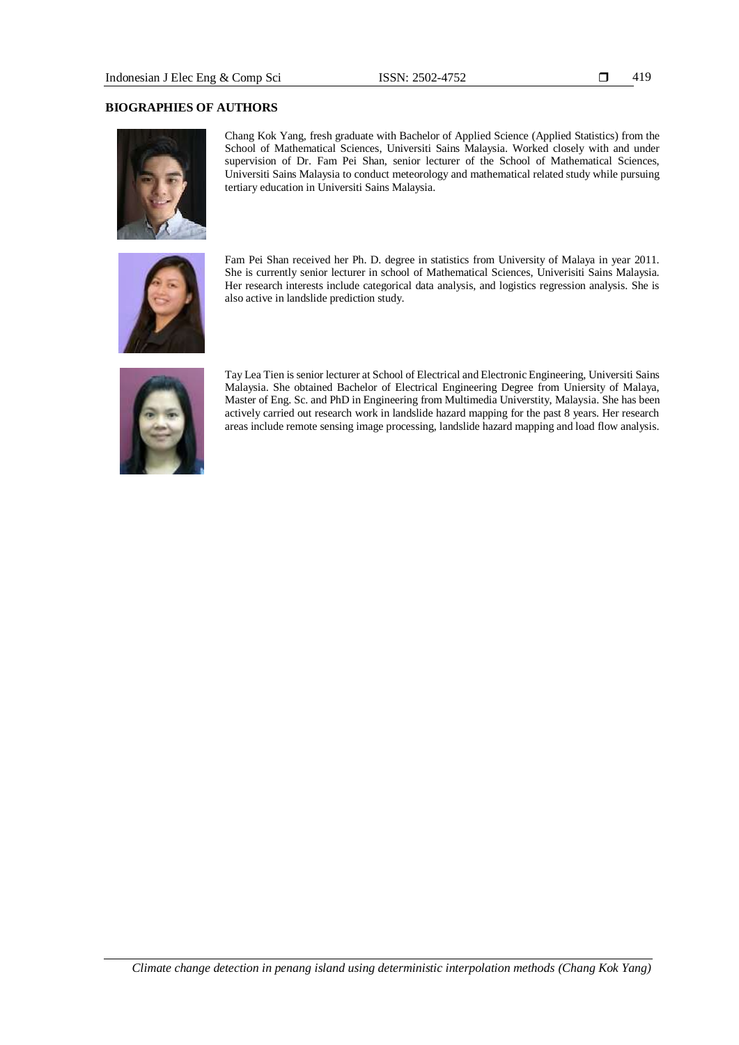**BIOGRAPHIES OF AUTHORS**

Chang Kok Yang, fresh graduate with Bachelor of Applied Science (Applied Statistics) from the School of Mathematical Sciences, Universiti Sains Malaysia. Worked closely with and under supervision of Dr. Fam Pei Shan, senior lecturer of the School of Mathematical Sciences, Universiti Sains Malaysia to conduct meteorology and mathematical related study while pursuing tertiary education in Universiti Sains Malaysia.

Fam Pei Shan received her Ph. D. degree in statistics from University of Malaya in year 2011. She is currently senior lecturer in school of Mathematical Sciences, Univerisiti Sains Malaysia. Her research interests include categorical data analysis, and logistics regression analysis. She is also active in landslide prediction study.

Tay Lea Tien is senior lecturer at School of Electrical and Electronic Engineering, Universiti Sains Malaysia. She obtained Bachelor of Electrical Engineering Degree from Uniersity of Malaya, Master of Eng. Sc. and PhD in Engineering from Multimedia Universtity, Malaysia. She has been actively carried out research work in landslide hazard mapping for the past 8 years. Her research areas include remote sensing image processing, landslide hazard mapping and load flow analysis.